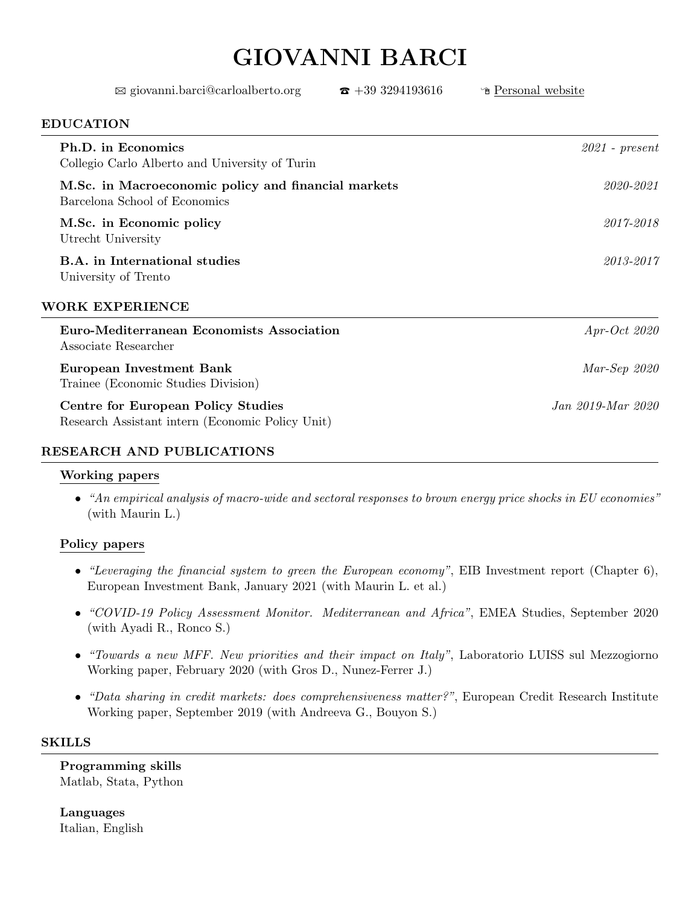# GIOVANNI BARCI

✉ giovanni.barci@carloalberto.org ☎ +39 3294193616 Personal website

## EDUCATION

**Ph.D. in Economics** *2021 - present*
Collegio Carlo Alberto and University of Turin

**M.Sc. in Macroeconomic policy and financial markets** *2020-2021*
Barcelona School of Economics

**M.Sc. in Economic policy** *2017-2018*
Utrecht University

**B.A. in International studies** *2013-2017*
University of Trento

## WORK EXPERIENCE

**Euro-Mediterranean Economists Association** *Apr-Oct 2020*
Associate Researcher

**European Investment Bank** *Mar-Sep 2020*
Trainee (Economic Studies Division)

**Centre for European Policy Studies** *Jan 2019-Mar 2020*
Research Assistant intern (Economic Policy Unit)

## RESEARCH AND PUBLICATIONS

### Working papers

- *"An empirical analysis of macro-wide and sectoral responses to brown energy price shocks in EU economies"* (with Maurin L.)

### Policy papers

- *"Leveraging the financial system to green the European economy"*, EIB Investment report (Chapter 6), European Investment Bank, January 2021 (with Maurin L. et al.)
- *"COVID-19 Policy Assessment Monitor. Mediterranean and Africa"*, EMEA Studies, September 2020 (with Ayadi R., Ronco S.)
- *"Towards a new MFF. New priorities and their impact on Italy"*, Laboratorio LUISS sul Mezzogiorno Working paper, February 2020 (with Gros D., Nunez-Ferrer J.)
- *"Data sharing in credit markets: does comprehensiveness matter?"*, European Credit Research Institute Working paper, September 2019 (with Andreeva G., Bouyon S.)

## SKILLS

**Programming skills**
Matlab, Stata, Python

**Languages**
Italian, English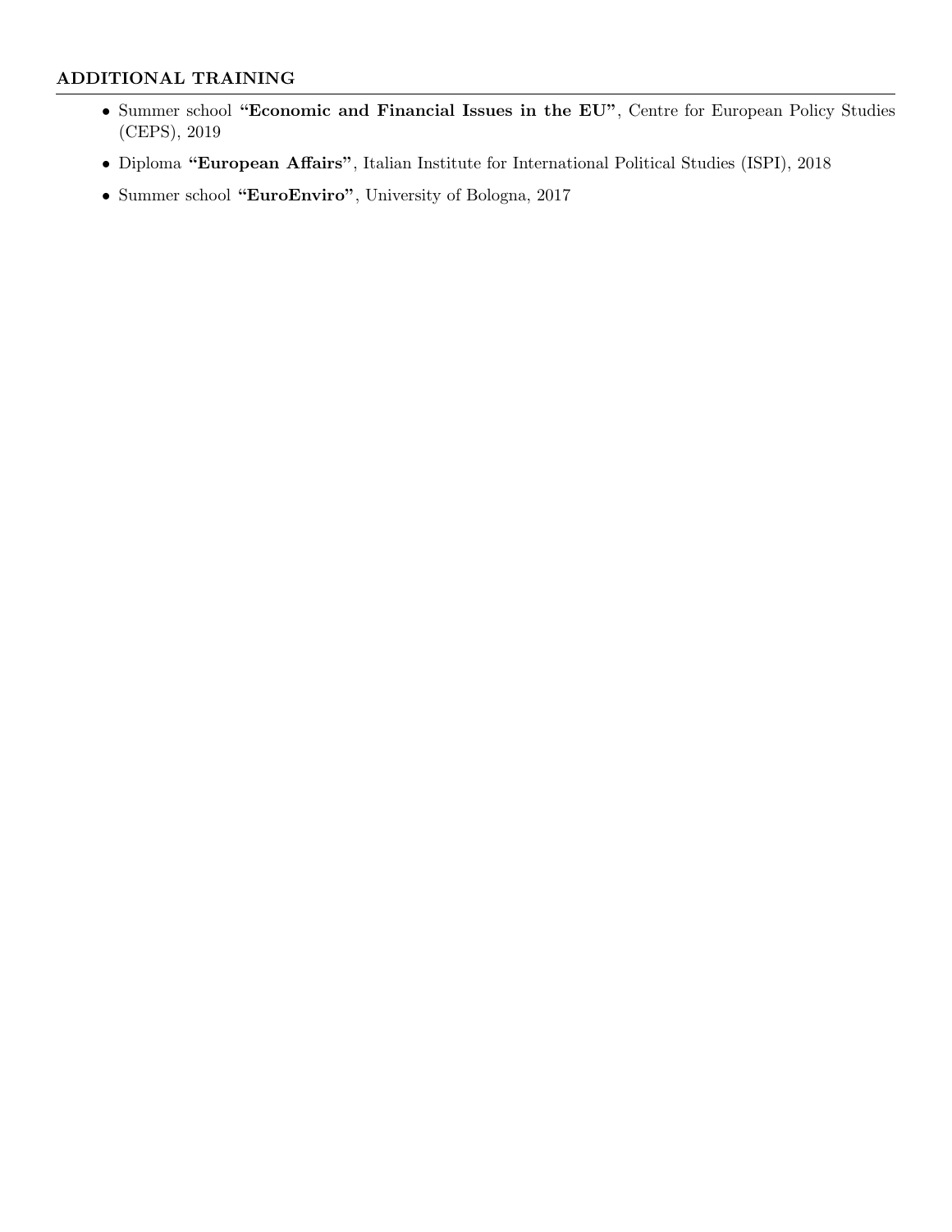## ADDITIONAL TRAINING

- Summer school **"Economic and Financial Issues in the EU"**, Centre for European Policy Studies (CEPS), 2019
- Diploma **"European Affairs"**, Italian Institute for International Political Studies (ISPI), 2018
- Summer school **"EuroEnviro"**, University of Bologna, 2017